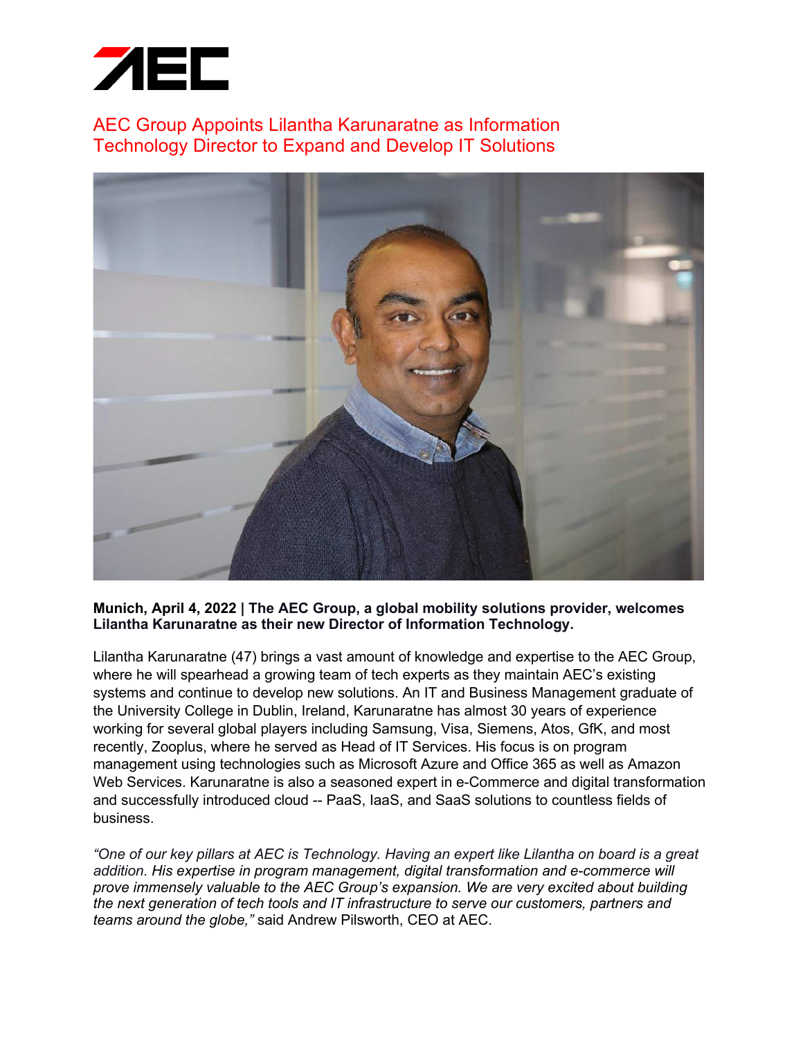# AEC Group Appoints Lilantha Karunaratne as Information Technology Director to Expand and Develop IT Solutions

**Munich, April 4, 2022 | The AEC Group, a global mobility solutions provider, welcomes Lilantha Karunaratne as their new Director of Information Technology.**

Lilantha Karunaratne (47) brings a vast amount of knowledge and expertise to the AEC Group, where he will spearhead a growing team of tech experts as they maintain AEC's existing systems and continue to develop new solutions. An IT and Business Management graduate of the University College in Dublin, Ireland, Karunaratne has almost 30 years of experience working for several global players including Samsung, Visa, Siemens, Atos, GfK, and most recently, Zooplus, where he served as Head of IT Services. His focus is on program management using technologies such as Microsoft Azure and Office 365 as well as Amazon Web Services. Karunaratne is also a seasoned expert in e-Commerce and digital transformation and successfully introduced cloud -- PaaS, IaaS, and SaaS solutions to countless fields of business.

*"One of our key pillars at AEC is Technology. Having an expert like Lilantha on board is a great addition. His expertise in program management, digital transformation and e-commerce will prove immensely valuable to the AEC Group's expansion. We are very excited about building the next generation of tech tools and IT infrastructure to serve our customers, partners and teams around the globe,"* said Andrew Pilsworth, CEO at AEC.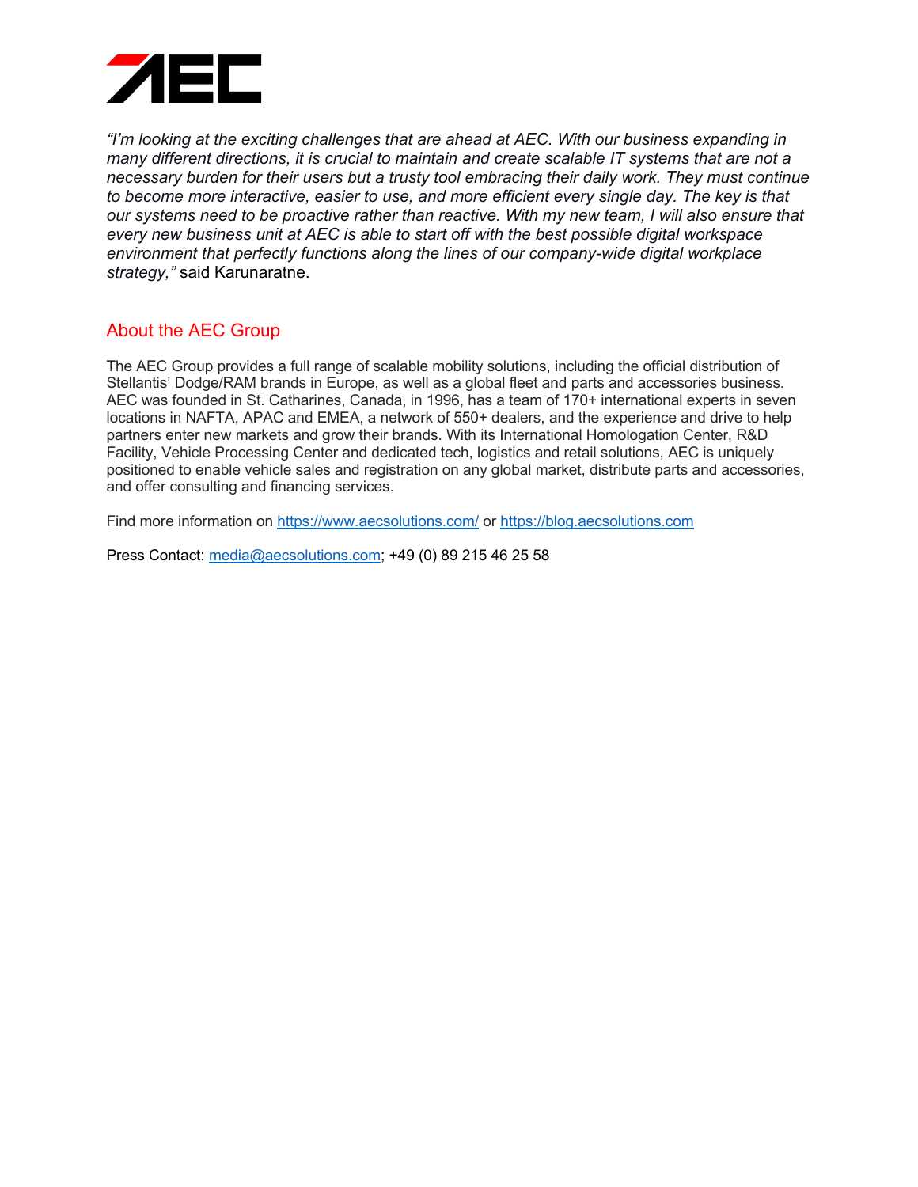*"I'm looking at the exciting challenges that are ahead at AEC. With our business expanding in many different directions, it is crucial to maintain and create scalable IT systems that are not a necessary burden for their users but a trusty tool embracing their daily work. They must continue to become more interactive, easier to use, and more efficient every single day. The key is that our systems need to be proactive rather than reactive. With my new team, I will also ensure that every new business unit at AEC is able to start off with the best possible digital workspace environment that perfectly functions along the lines of our company-wide digital workplace strategy,"* said Karunaratne.

## About the AEC Group

The AEC Group provides a full range of scalable mobility solutions, including the official distribution of Stellantis' Dodge/RAM brands in Europe, as well as a global fleet and parts and accessories business. AEC was founded in St. Catharines, Canada, in 1996, has a team of 170+ international experts in seven locations in NAFTA, APAC and EMEA, a network of 550+ dealers, and the experience and drive to help partners enter new markets and grow their brands. With its International Homologation Center, R&D Facility, Vehicle Processing Center and dedicated tech, logistics and retail solutions, AEC is uniquely positioned to enable vehicle sales and registration on any global market, distribute parts and accessories, and offer consulting and financing services.

Find more information on https://www.aecsolutions.com/ or https://blog.aecsolutions.com

Press Contact: media@aecsolutions.com; +49 (0) 89 215 46 25 58